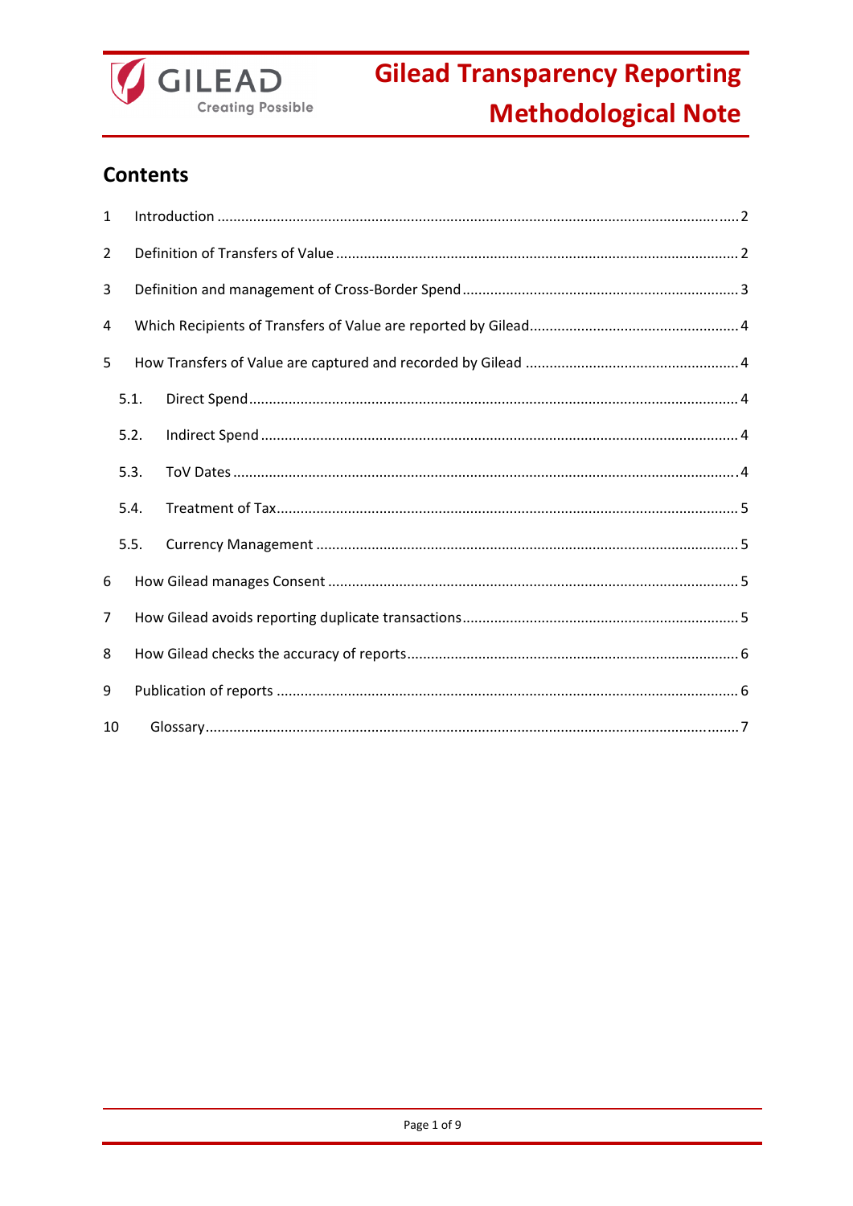# Gilead Transparency Reporting Methodological Note

## Contents

1 Introduction ..... 2

2 Definition of Transfers of Value ..... 2

3 Definition and management of Cross-Border Spend ..... 3

4 Which Recipients of Transfers of Value are reported by Gilead ..... 4

5 How Transfers of Value are captured and recorded by Gilead ..... 4

- 5.1. Direct Spend ..... 4
- 5.2. Indirect Spend ..... 4
- 5.3. ToV Dates ..... 4
- 5.4. Treatment of Tax ..... 5
- 5.5. Currency Management ..... 5

6 How Gilead manages Consent ..... 5

7 How Gilead avoids reporting duplicate transactions ..... 5

8 How Gilead checks the accuracy of reports ..... 6

9 Publication of reports ..... 6

10 Glossary ..... 7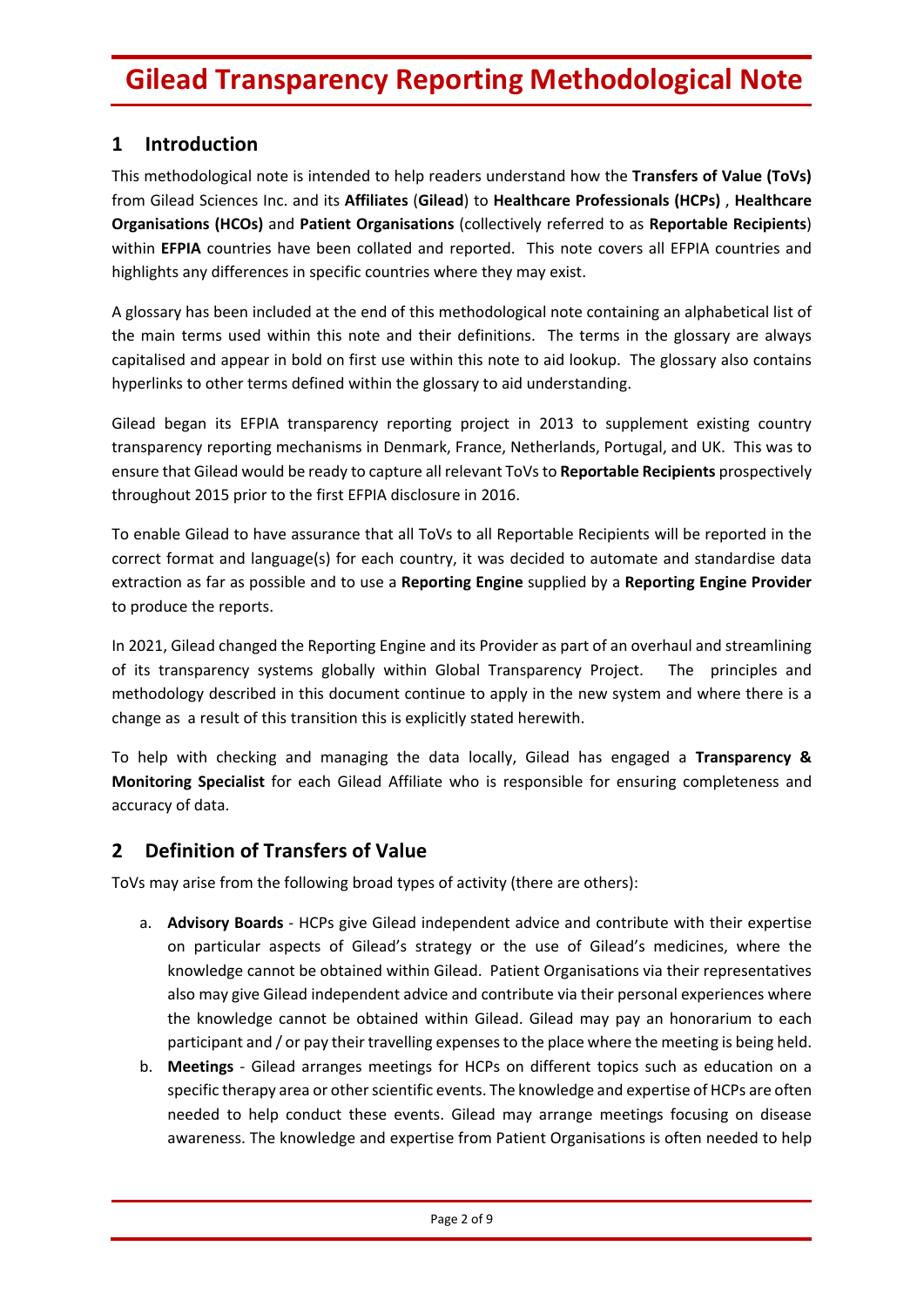# Gilead Transparency Reporting Methodological Note

## 1 Introduction

This methodological note is intended to help readers understand how the **Transfers of Value (ToVs)** from Gilead Sciences Inc. and its **Affiliates** (**Gilead**) to **Healthcare Professionals (HCPs)** , **Healthcare Organisations (HCOs)** and **Patient Organisations** (collectively referred to as **Reportable Recipients**) within **EFPIA** countries have been collated and reported. This note covers all EFPIA countries and highlights any differences in specific countries where they may exist.

A glossary has been included at the end of this methodological note containing an alphabetical list of the main terms used within this note and their definitions. The terms in the glossary are always capitalised and appear in bold on first use within this note to aid lookup. The glossary also contains hyperlinks to other terms defined within the glossary to aid understanding.

Gilead began its EFPIA transparency reporting project in 2013 to supplement existing country transparency reporting mechanisms in Denmark, France, Netherlands, Portugal, and UK. This was to ensure that Gilead would be ready to capture all relevant ToVs to **Reportable Recipients** prospectively throughout 2015 prior to the first EFPIA disclosure in 2016.

To enable Gilead to have assurance that all ToVs to all Reportable Recipients will be reported in the correct format and language(s) for each country, it was decided to automate and standardise data extraction as far as possible and to use a **Reporting Engine** supplied by a **Reporting Engine Provider** to produce the reports.

In 2021, Gilead changed the Reporting Engine and its Provider as part of an overhaul and streamlining of its transparency systems globally within Global Transparency Project. The principles and methodology described in this document continue to apply in the new system and where there is a change as a result of this transition this is explicitly stated herewith.

To help with checking and managing the data locally, Gilead has engaged a **Transparency & Monitoring Specialist** for each Gilead Affiliate who is responsible for ensuring completeness and accuracy of data.

## 2 Definition of Transfers of Value

ToVs may arise from the following broad types of activity (there are others):

a. **Advisory Boards** - HCPs give Gilead independent advice and contribute with their expertise on particular aspects of Gilead's strategy or the use of Gilead's medicines, where the knowledge cannot be obtained within Gilead. Patient Organisations via their representatives also may give Gilead independent advice and contribute via their personal experiences where the knowledge cannot be obtained within Gilead. Gilead may pay an honorarium to each participant and / or pay their travelling expenses to the place where the meeting is being held.

b. **Meetings** - Gilead arranges meetings for HCPs on different topics such as education on a specific therapy area or other scientific events. The knowledge and expertise of HCPs are often needed to help conduct these events. Gilead may arrange meetings focusing on disease awareness. The knowledge and expertise from Patient Organisations is often needed to help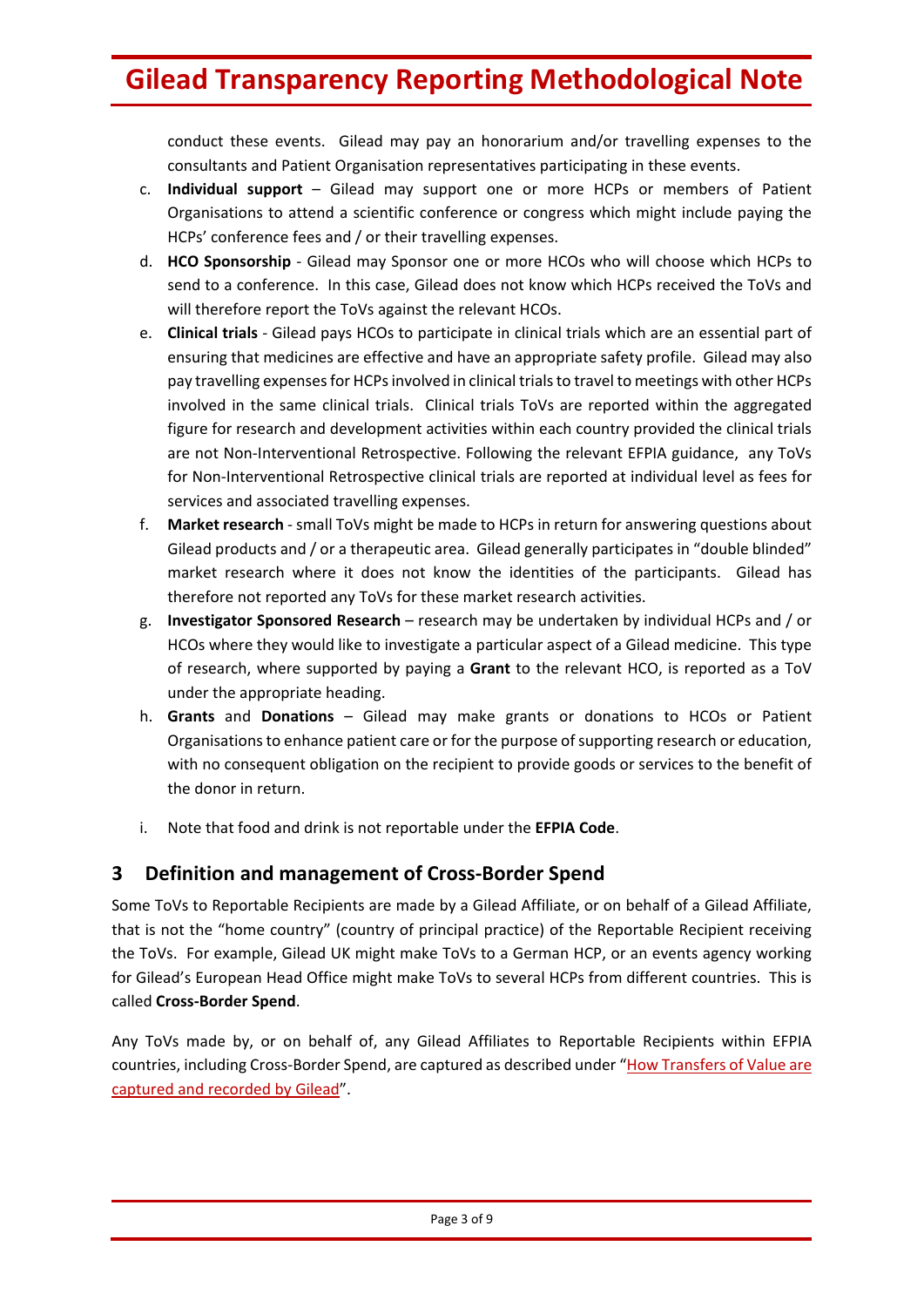conduct these events. Gilead may pay an honorarium and/or travelling expenses to the consultants and Patient Organisation representatives participating in these events.

c. **Individual support** – Gilead may support one or more HCPs or members of Patient Organisations to attend a scientific conference or congress which might include paying the HCPs' conference fees and / or their travelling expenses.

d. **HCO Sponsorship** - Gilead may Sponsor one or more HCOs who will choose which HCPs to send to a conference. In this case, Gilead does not know which HCPs received the ToVs and will therefore report the ToVs against the relevant HCOs.

e. **Clinical trials** - Gilead pays HCOs to participate in clinical trials which are an essential part of ensuring that medicines are effective and have an appropriate safety profile. Gilead may also pay travelling expenses for HCPs involved in clinical trials to travel to meetings with other HCPs involved in the same clinical trials. Clinical trials ToVs are reported within the aggregated figure for research and development activities within each country provided the clinical trials are not Non-Interventional Retrospective. Following the relevant EFPIA guidance, any ToVs for Non-Interventional Retrospective clinical trials are reported at individual level as fees for services and associated travelling expenses.

f. **Market research** - small ToVs might be made to HCPs in return for answering questions about Gilead products and / or a therapeutic area. Gilead generally participates in "double blinded" market research where it does not know the identities of the participants. Gilead has therefore not reported any ToVs for these market research activities.

g. **Investigator Sponsored Research** – research may be undertaken by individual HCPs and / or HCOs where they would like to investigate a particular aspect of a Gilead medicine. This type of research, where supported by paying a **Grant** to the relevant HCO, is reported as a ToV under the appropriate heading.

h. **Grants** and **Donations** – Gilead may make grants or donations to HCOs or Patient Organisations to enhance patient care or for the purpose of supporting research or education, with no consequent obligation on the recipient to provide goods or services to the benefit of the donor in return.

i. Note that food and drink is not reportable under the **EFPIA Code**.

## 3 Definition and management of Cross-Border Spend

Some ToVs to Reportable Recipients are made by a Gilead Affiliate, or on behalf of a Gilead Affiliate, that is not the "home country" (country of principal practice) of the Reportable Recipient receiving the ToVs. For example, Gilead UK might make ToVs to a German HCP, or an events agency working for Gilead's European Head Office might make ToVs to several HCPs from different countries. This is called **Cross-Border Spend**.

Any ToVs made by, or on behalf of, any Gilead Affiliates to Reportable Recipients within EFPIA countries, including Cross-Border Spend, are captured as described under "How Transfers of Value are captured and recorded by Gilead".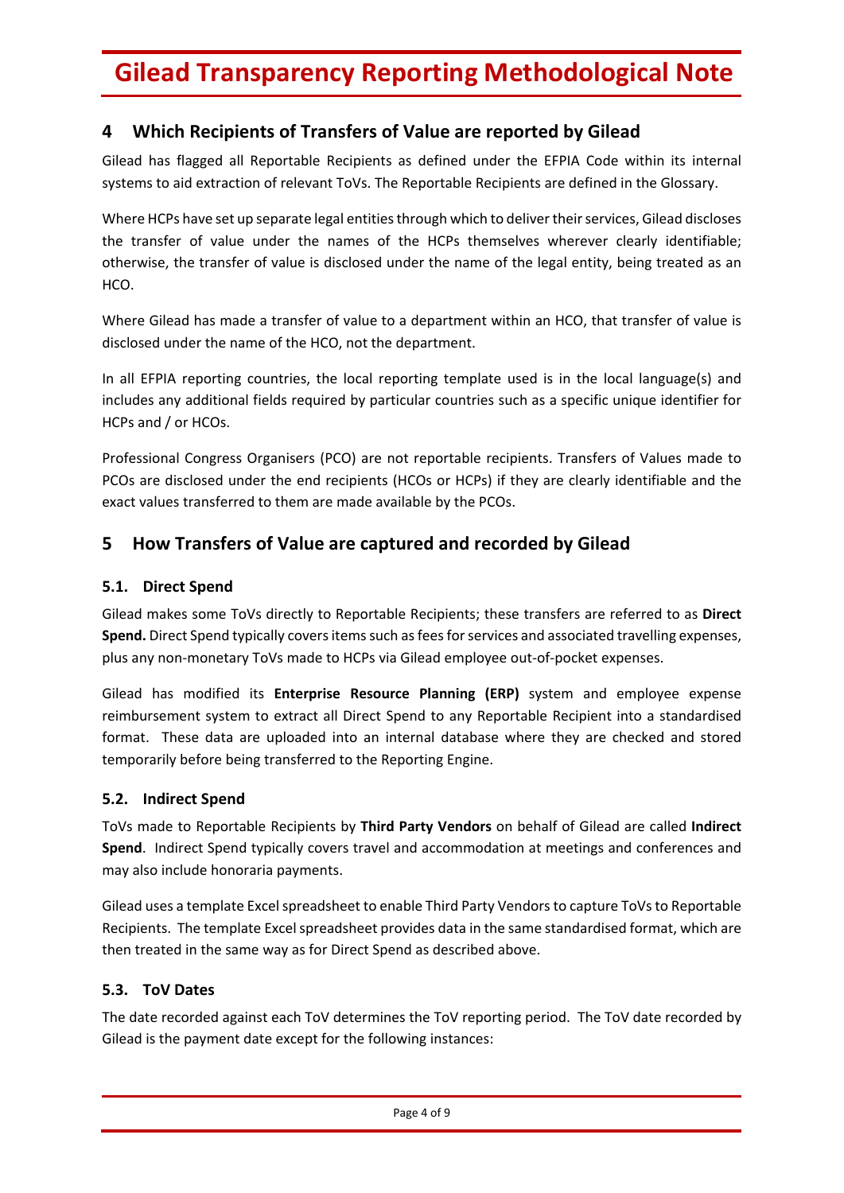## 4 Which Recipients of Transfers of Value are reported by Gilead

Gilead has flagged all Reportable Recipients as defined under the EFPIA Code within its internal systems to aid extraction of relevant ToVs. The Reportable Recipients are defined in the Glossary.

Where HCPs have set up separate legal entities through which to deliver their services, Gilead discloses the transfer of value under the names of the HCPs themselves wherever clearly identifiable; otherwise, the transfer of value is disclosed under the name of the legal entity, being treated as an HCO.

Where Gilead has made a transfer of value to a department within an HCO, that transfer of value is disclosed under the name of the HCO, not the department.

In all EFPIA reporting countries, the local reporting template used is in the local language(s) and includes any additional fields required by particular countries such as a specific unique identifier for HCPs and / or HCOs.

Professional Congress Organisers (PCO) are not reportable recipients. Transfers of Values made to PCOs are disclosed under the end recipients (HCOs or HCPs) if they are clearly identifiable and the exact values transferred to them are made available by the PCOs.

## 5 How Transfers of Value are captured and recorded by Gilead

### 5.1. Direct Spend

Gilead makes some ToVs directly to Reportable Recipients; these transfers are referred to as **Direct Spend.** Direct Spend typically covers items such as fees for services and associated travelling expenses, plus any non-monetary ToVs made to HCPs via Gilead employee out-of-pocket expenses.

Gilead has modified its **Enterprise Resource Planning (ERP)** system and employee expense reimbursement system to extract all Direct Spend to any Reportable Recipient into a standardised format. These data are uploaded into an internal database where they are checked and stored temporarily before being transferred to the Reporting Engine.

### 5.2. Indirect Spend

ToVs made to Reportable Recipients by **Third Party Vendors** on behalf of Gilead are called **Indirect Spend**. Indirect Spend typically covers travel and accommodation at meetings and conferences and may also include honoraria payments.

Gilead uses a template Excel spreadsheet to enable Third Party Vendors to capture ToVs to Reportable Recipients. The template Excel spreadsheet provides data in the same standardised format, which are then treated in the same way as for Direct Spend as described above.

### 5.3. ToV Dates

The date recorded against each ToV determines the ToV reporting period. The ToV date recorded by Gilead is the payment date except for the following instances: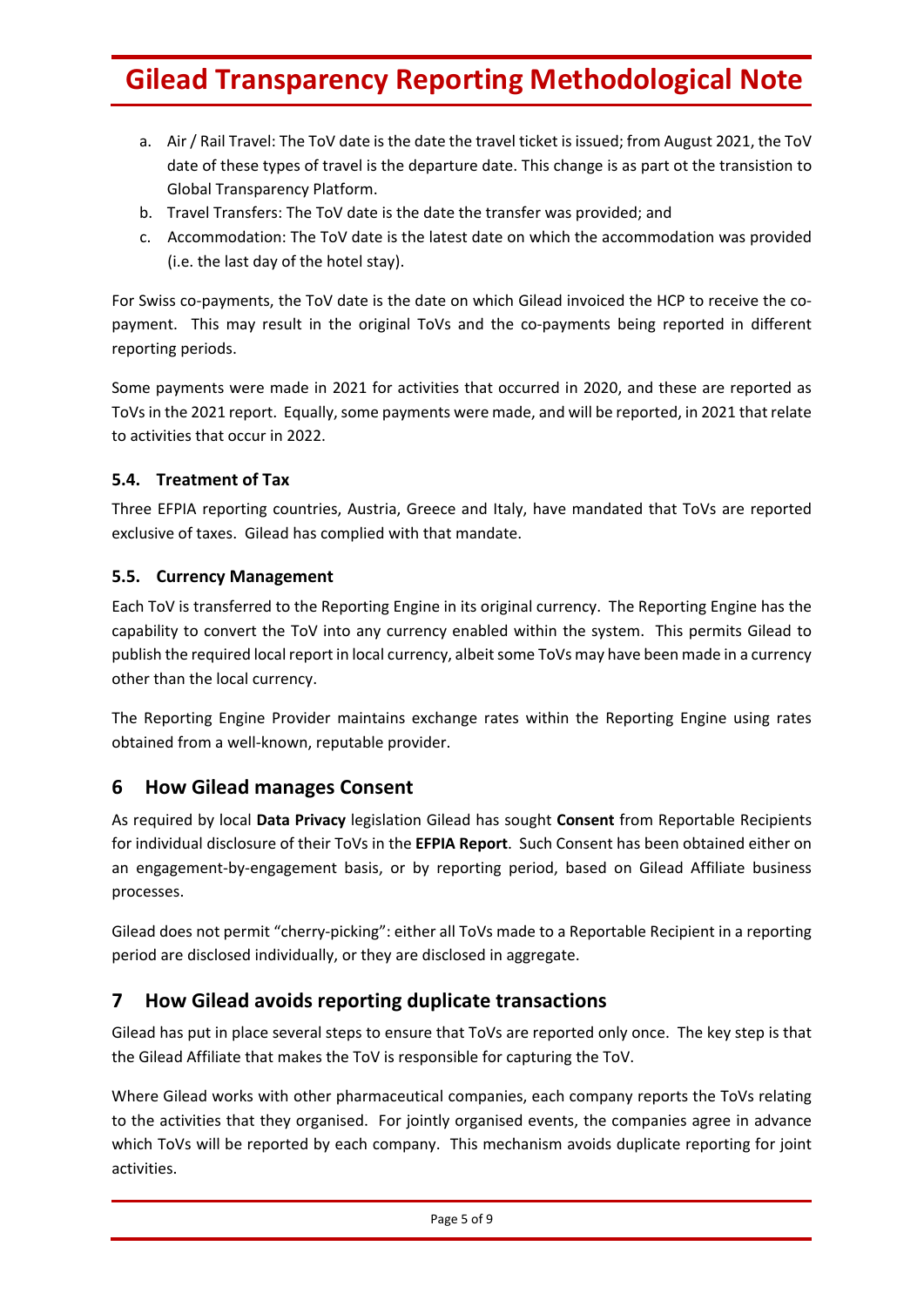a. Air / Rail Travel: The ToV date is the date the travel ticket is issued; from August 2021, the ToV date of these types of travel is the departure date. This change is as part ot the transistion to Global Transparency Platform.
b. Travel Transfers: The ToV date is the date the transfer was provided; and
c. Accommodation: The ToV date is the latest date on which the accommodation was provided (i.e. the last day of the hotel stay).

For Swiss co-payments, the ToV date is the date on which Gilead invoiced the HCP to receive the co-payment. This may result in the original ToVs and the co-payments being reported in different reporting periods.

Some payments were made in 2021 for activities that occurred in 2020, and these are reported as ToVs in the 2021 report. Equally, some payments were made, and will be reported, in 2021 that relate to activities that occur in 2022.

### 5.4. Treatment of Tax

Three EFPIA reporting countries, Austria, Greece and Italy, have mandated that ToVs are reported exclusive of taxes. Gilead has complied with that mandate.

### 5.5. Currency Management

Each ToV is transferred to the Reporting Engine in its original currency. The Reporting Engine has the capability to convert the ToV into any currency enabled within the system. This permits Gilead to publish the required local report in local currency, albeit some ToVs may have been made in a currency other than the local currency.

The Reporting Engine Provider maintains exchange rates within the Reporting Engine using rates obtained from a well-known, reputable provider.

## 6 How Gilead manages Consent

As required by local **Data Privacy** legislation Gilead has sought **Consent** from Reportable Recipients for individual disclosure of their ToVs in the **EFPIA Report**. Such Consent has been obtained either on an engagement-by-engagement basis, or by reporting period, based on Gilead Affiliate business processes.

Gilead does not permit "cherry-picking": either all ToVs made to a Reportable Recipient in a reporting period are disclosed individually, or they are disclosed in aggregate.

## 7 How Gilead avoids reporting duplicate transactions

Gilead has put in place several steps to ensure that ToVs are reported only once. The key step is that the Gilead Affiliate that makes the ToV is responsible for capturing the ToV.

Where Gilead works with other pharmaceutical companies, each company reports the ToVs relating to the activities that they organised. For jointly organised events, the companies agree in advance which ToVs will be reported by each company. This mechanism avoids duplicate reporting for joint activities.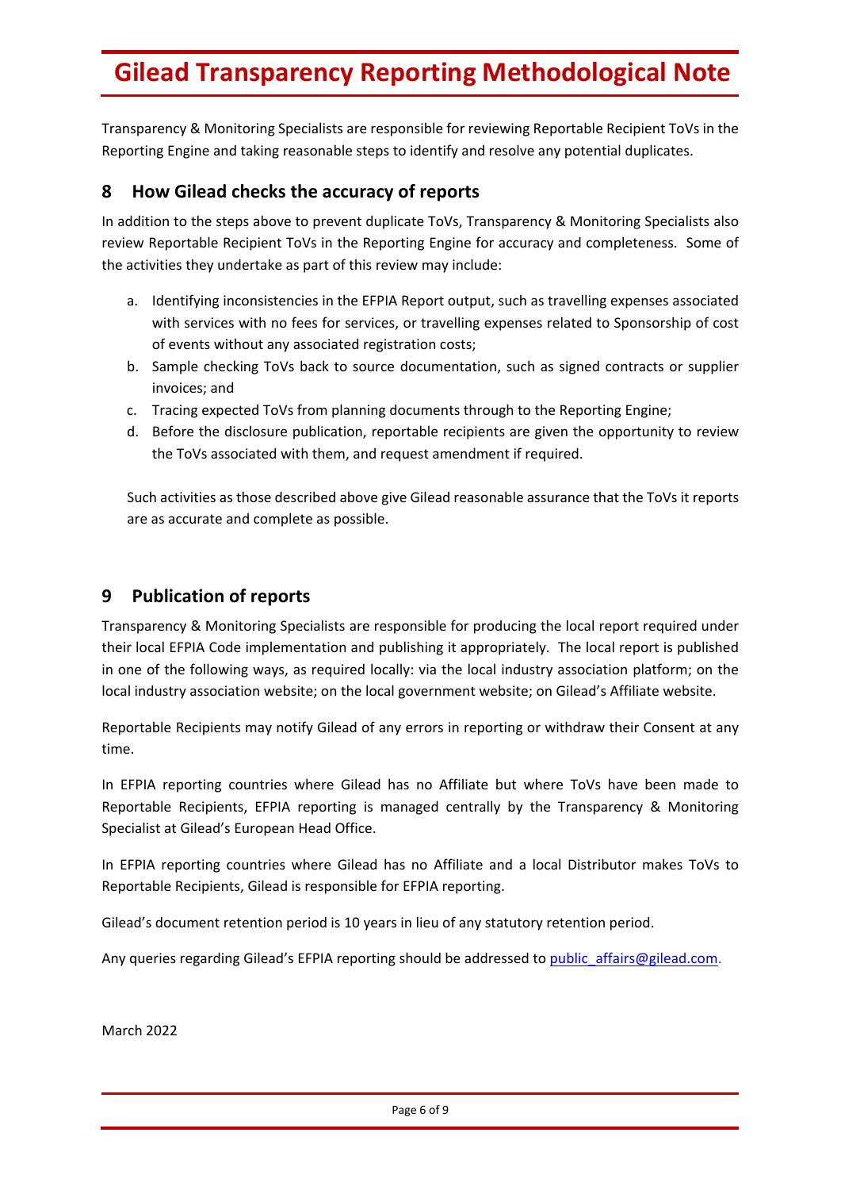Transparency & Monitoring Specialists are responsible for reviewing Reportable Recipient ToVs in the Reporting Engine and taking reasonable steps to identify and resolve any potential duplicates.

## 8 How Gilead checks the accuracy of reports

In addition to the steps above to prevent duplicate ToVs, Transparency & Monitoring Specialists also review Reportable Recipient ToVs in the Reporting Engine for accuracy and completeness. Some of the activities they undertake as part of this review may include:

a. Identifying inconsistencies in the EFPIA Report output, such as travelling expenses associated with services with no fees for services, or travelling expenses related to Sponsorship of cost of events without any associated registration costs;
b. Sample checking ToVs back to source documentation, such as signed contracts or supplier invoices; and
c. Tracing expected ToVs from planning documents through to the Reporting Engine;
d. Before the disclosure publication, reportable recipients are given the opportunity to review the ToVs associated with them, and request amendment if required.

Such activities as those described above give Gilead reasonable assurance that the ToVs it reports are as accurate and complete as possible.

## 9 Publication of reports

Transparency & Monitoring Specialists are responsible for producing the local report required under their local EFPIA Code implementation and publishing it appropriately. The local report is published in one of the following ways, as required locally: via the local industry association platform; on the local industry association website; on the local government website; on Gilead's Affiliate website.

Reportable Recipients may notify Gilead of any errors in reporting or withdraw their Consent at any time.

In EFPIA reporting countries where Gilead has no Affiliate but where ToVs have been made to Reportable Recipients, EFPIA reporting is managed centrally by the Transparency & Monitoring Specialist at Gilead's European Head Office.

In EFPIA reporting countries where Gilead has no Affiliate and a local Distributor makes ToVs to Reportable Recipients, Gilead is responsible for EFPIA reporting.

Gilead's document retention period is 10 years in lieu of any statutory retention period.

Any queries regarding Gilead's EFPIA reporting should be addressed to public_affairs@gilead.com.

March 2022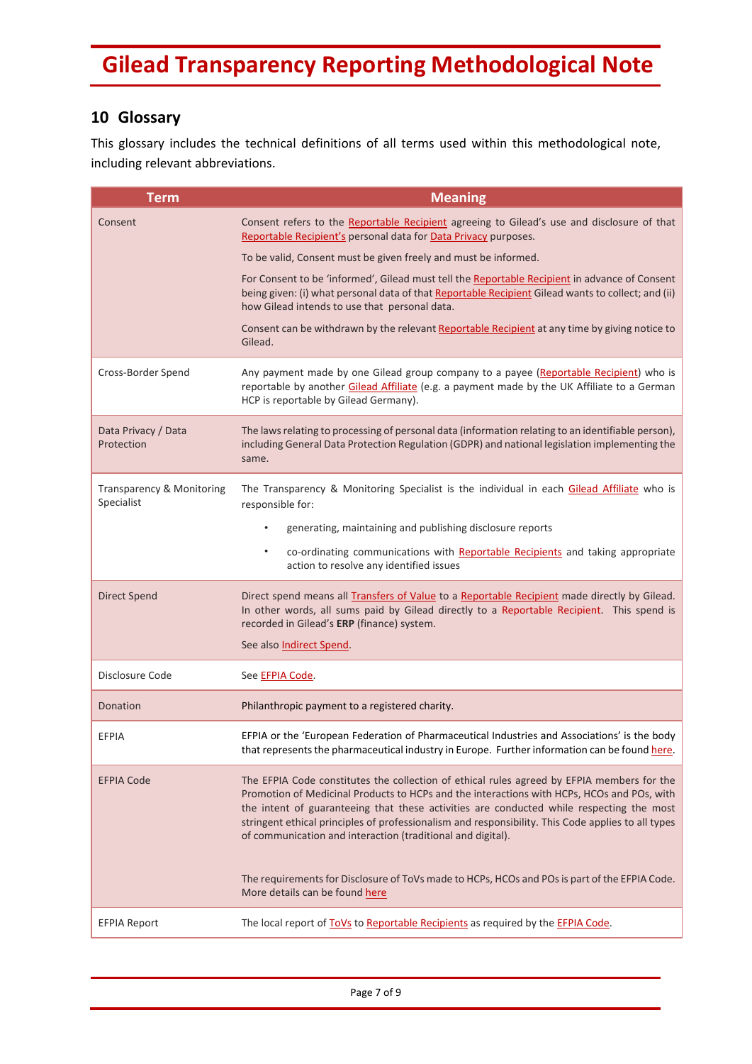## 10 Glossary

This glossary includes the technical definitions of all terms used within this methodological note, including relevant abbreviations.

| Term | Meaning |
|---|---|
| Consent | Consent refers to the Reportable Recipient agreeing to Gilead's use and disclosure of that Reportable Recipient's personal data for Data Privacy purposes.<br><br>To be valid, Consent must be given freely and must be informed.<br><br>For Consent to be 'informed', Gilead must tell the Reportable Recipient in advance of Consent being given: (i) what personal data of that Reportable Recipient Gilead wants to collect; and (ii) how Gilead intends to use that personal data.<br><br>Consent can be withdrawn by the relevant Reportable Recipient at any time by giving notice to Gilead. |
| Cross-Border Spend | Any payment made by one Gilead group company to a payee (Reportable Recipient) who is reportable by another Gilead Affiliate (e.g. a payment made by the UK Affiliate to a German HCP is reportable by Gilead Germany). |
| Data Privacy / Data Protection | The laws relating to processing of personal data (information relating to an identifiable person), including General Data Protection Regulation (GDPR) and national legislation implementing the same. |
| Transparency & Monitoring Specialist | The Transparency & Monitoring Specialist is the individual in each Gilead Affiliate who is responsible for:<br><br>• generating, maintaining and publishing disclosure reports<br>• co-ordinating communications with Reportable Recipients and taking appropriate action to resolve any identified issues |
| Direct Spend | Direct spend means all Transfers of Value to a Reportable Recipient made directly by Gilead. In other words, all sums paid by Gilead directly to a Reportable Recipient. This spend is recorded in Gilead's **ERP** (finance) system.<br><br>See also Indirect Spend. |
| Disclosure Code | See EFPIA Code. |
| Donation | Philanthropic payment to a registered charity. |
| EFPIA | EFPIA or the 'European Federation of Pharmaceutical Industries and Associations' is the body that represents the pharmaceutical industry in Europe. Further information can be found here. |
| EFPIA Code | The EFPIA Code constitutes the collection of ethical rules agreed by EFPIA members for the Promotion of Medicinal Products to HCPs and the interactions with HCPs, HCOs and POs, with the intent of guaranteeing that these activities are conducted while respecting the most stringent ethical principles of professionalism and responsibility. This Code applies to all types of communication and interaction (traditional and digital).<br><br>The requirements for Disclosure of ToVs made to HCPs, HCOs and POs is part of the EFPIA Code. More details can be found here |
| EFPIA Report | The local report of ToVs to Reportable Recipients as required by the EFPIA Code. |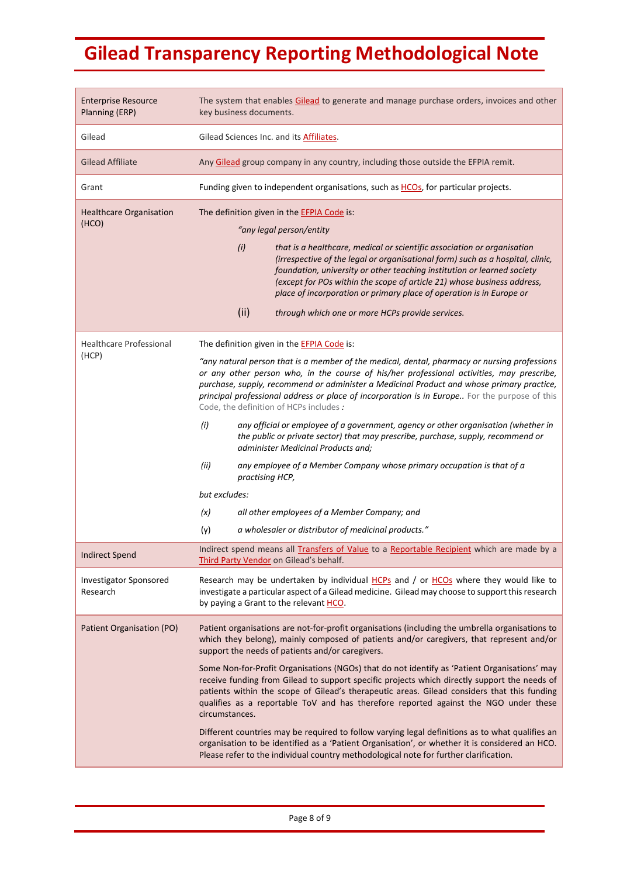# Gilead Transparency Reporting Methodological Note

| | |
|---|---|
| Enterprise Resource Planning (ERP) | The system that enables Gilead to generate and manage purchase orders, invoices and other key business documents. |
| Gilead | Gilead Sciences Inc. and its Affiliates. |
| Gilead Affiliate | Any Gilead group company in any country, including those outside the EFPIA remit. |
| Grant | Funding given to independent organisations, such as HCOs, for particular projects. |
| Healthcare Organisation (HCO) | The definition given in the EFPIA Code is:<br>*"any legal person/entity*<br>*(i) that is a healthcare, medical or scientific association or organisation (irrespective of the legal or organisational form) such as a hospital, clinic, foundation, university or other teaching institution or learned society (except for POs within the scope of article 21) whose business address, place of incorporation or primary place of operation is in Europe or*<br>(ii) *through which one or more HCPs provide services.* |
| Healthcare Professional (HCP) | The definition given in the EFPIA Code is:<br>*"any natural person that is a member of the medical, dental, pharmacy or nursing professions or any other person who, in the course of his/her professional activities, may prescribe, purchase, supply, recommend or administer a Medicinal Product and whose primary practice, principal professional address or place of incorporation is in Europe..* For the purpose of this Code, the definition of HCPs includes *:*<br>*(i) any official or employee of a government, agency or other organisation (whether in the public or private sector) that may prescribe, purchase, supply, recommend or administer Medicinal Products and;*<br>*(ii) any employee of a Member Company whose primary occupation is that of a practising HCP,*<br>*but excludes:*<br>*(x) all other employees of a Member Company; and*<br>(y) *a wholesaler or distributor of medicinal products."* |
| Indirect Spend | Indirect spend means all Transfers of Value to a Reportable Recipient which are made by a Third Party Vendor on Gilead's behalf. |
| Investigator Sponsored Research | Research may be undertaken by individual HCPs and / or HCOs where they would like to investigate a particular aspect of a Gilead medicine. Gilead may choose to support this research by paying a Grant to the relevant HCO. |
| Patient Organisation (PO) | Patient organisations are not-for-profit organisations (including the umbrella organisations to which they belong), mainly composed of patients and/or caregivers, that represent and/or support the needs of patients and/or caregivers.<br><br>Some Non-for-Profit Organisations (NGOs) that do not identify as 'Patient Organisations' may receive funding from Gilead to support specific projects which directly support the needs of patients within the scope of Gilead's therapeutic areas. Gilead considers that this funding qualifies as a reportable ToV and has therefore reported against the NGO under these circumstances.<br><br>Different countries may be required to follow varying legal definitions as to what qualifies an organisation to be identified as a 'Patient Organisation', or whether it is considered an HCO. Please refer to the individual country methodological note for further clarification. |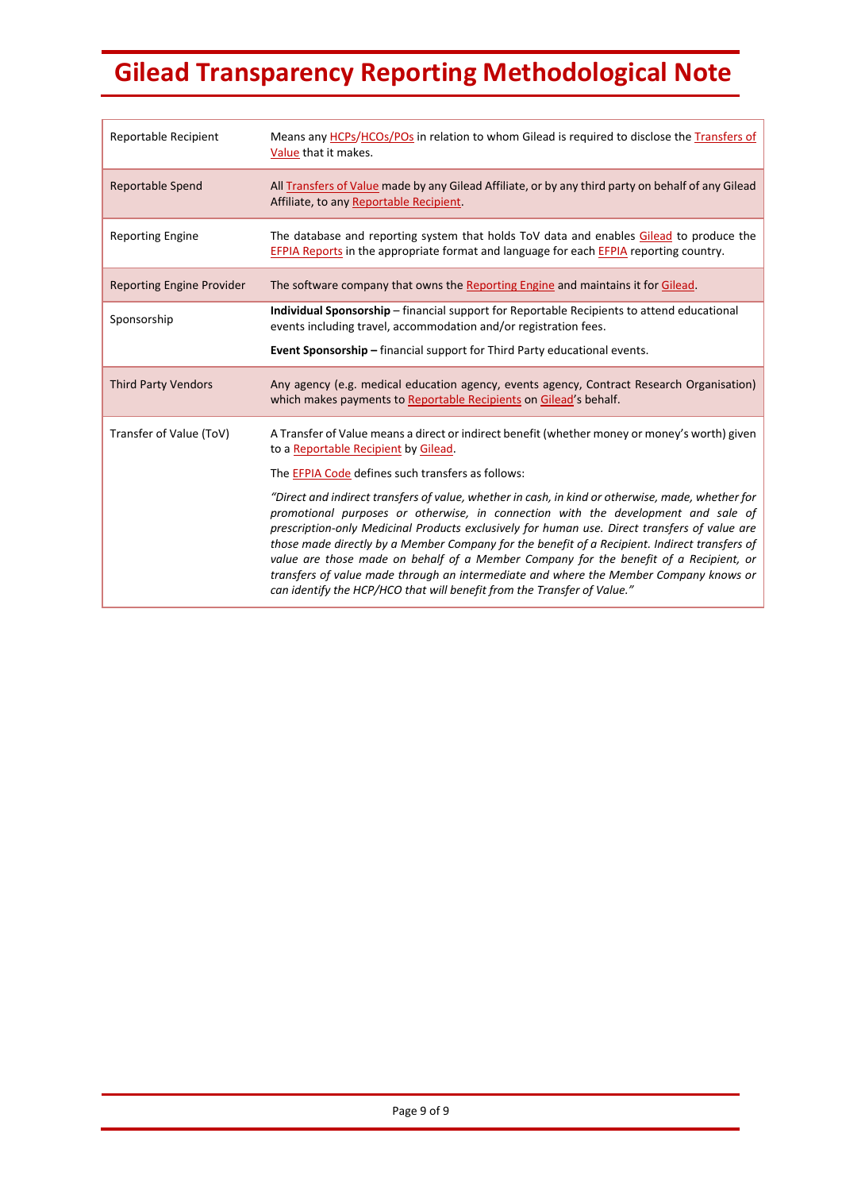| | |
|---|---|
| Reportable Recipient | Means any HCPs/HCOs/POs in relation to whom Gilead is required to disclose the Transfers of Value that it makes. |
| Reportable Spend | All Transfers of Value made by any Gilead Affiliate, or by any third party on behalf of any Gilead Affiliate, to any Reportable Recipient. |
| Reporting Engine | The database and reporting system that holds ToV data and enables Gilead to produce the EFPIA Reports in the appropriate format and language for each EFPIA reporting country. |
| Reporting Engine Provider | The software company that owns the Reporting Engine and maintains it for Gilead. |
| Sponsorship | **Individual Sponsorship** – financial support for Reportable Recipients to attend educational events including travel, accommodation and/or registration fees.<br><br>**Event Sponsorship –** financial support for Third Party educational events. |
| Third Party Vendors | Any agency (e.g. medical education agency, events agency, Contract Research Organisation) which makes payments to Reportable Recipients on Gilead's behalf. |
| Transfer of Value (ToV) | A Transfer of Value means a direct or indirect benefit (whether money or money's worth) given to a Reportable Recipient by Gilead.<br><br>The EFPIA Code defines such transfers as follows:<br><br>*"Direct and indirect transfers of value, whether in cash, in kind or otherwise, made, whether for promotional purposes or otherwise, in connection with the development and sale of prescription-only Medicinal Products exclusively for human use. Direct transfers of value are those made directly by a Member Company for the benefit of a Recipient. Indirect transfers of value are those made on behalf of a Member Company for the benefit of a Recipient, or transfers of value made through an intermediate and where the Member Company knows or can identify the HCP/HCO that will benefit from the Transfer of Value."* |